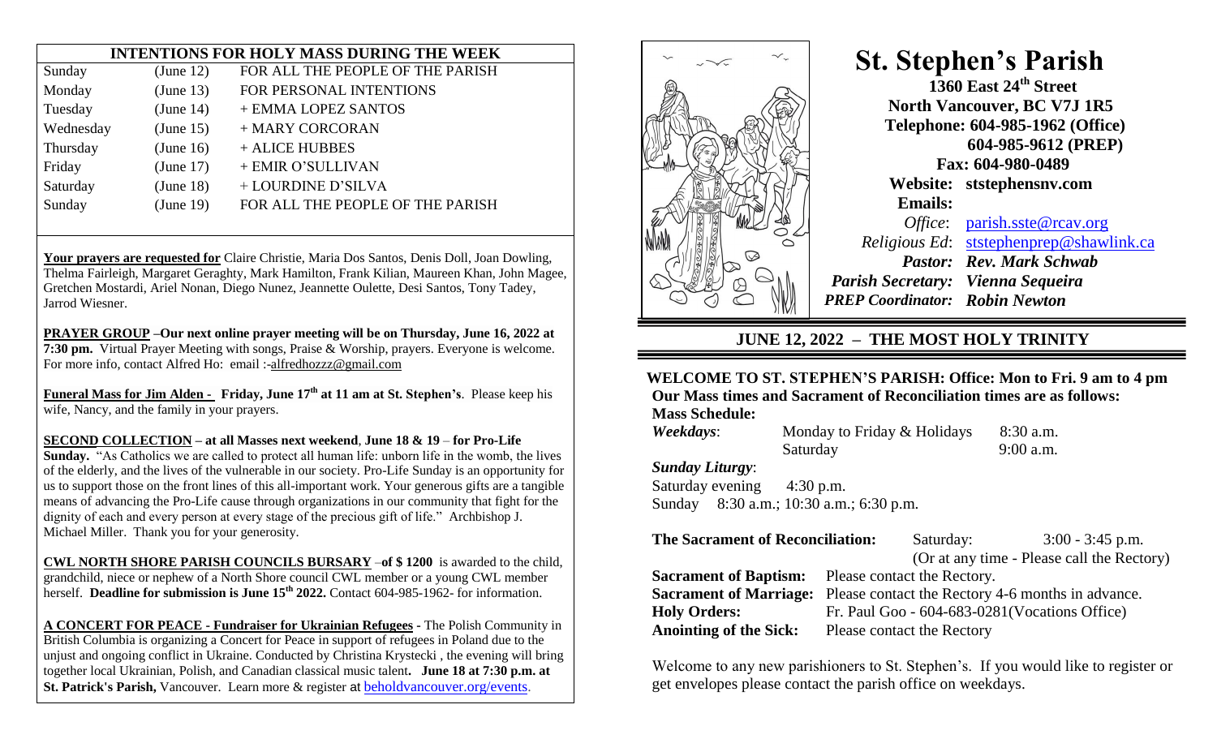## INTENTIONS FOR HOLY MASS DURING THE WEEK

| | | |
|---|---|---|
| Sunday | (June 12) | FOR ALL THE PEOPLE OF THE PARISH |
| Monday | (June 13) | FOR PERSONAL INTENTIONS |
| Tuesday | (June 14) | + EMMA LOPEZ SANTOS |
| Wednesday | (June 15) | + MARY CORCORAN |
| Thursday | (June 16) | + ALICE HUBBES |
| Friday | (June 17) | + EMIR O'SULLIVAN |
| Saturday | (June 18) | + LOURDINE D'SILVA |
| Sunday | (June 19) | FOR ALL THE PEOPLE OF THE PARISH |

**Your prayers are requested for** Claire Christie, Maria Dos Santos, Denis Doll, Joan Dowling, Thelma Fairleigh, Margaret Geraghty, Mark Hamilton, Frank Kilian, Maureen Khan, John Magee, Gretchen Mostardi, Ariel Nonan, Diego Nunez, Jeannette Oulette, Desi Santos, Tony Tadey, Jarrod Wiesner.

**PRAYER GROUP –Our next online prayer meeting will be on Thursday, June 16, 2022 at 7:30 pm.** Virtual Prayer Meeting with songs, Praise & Worship, prayers. Everyone is welcome. For more info, contact Alfred Ho: email :-alfredhozzz@gmail.com

**Funeral Mass for Jim Alden - Friday, June 17th at 11 am at St. Stephen's**. Please keep his wife, Nancy, and the family in your prayers.

**SECOND COLLECTION – at all Masses next weekend, June 18 & 19 – for Pro-Life Sunday.** "As Catholics we are called to protect all human life: unborn life in the womb, the lives of the elderly, and the lives of the vulnerable in our society. Pro-Life Sunday is an opportunity for us to support those on the front lines of this all-important work. Your generous gifts are a tangible means of advancing the Pro-Life cause through organizations in our community that fight for the dignity of each and every person at every stage of the precious gift of life." Archbishop J. Michael Miller. Thank you for your generosity.

**CWL NORTH SHORE PARISH COUNCILS BURSARY –of $ 1200** is awarded to the child, grandchild, niece or nephew of a North Shore council CWL member or a young CWL member herself. **Deadline for submission is June 15th 2022.** Contact 604-985-1962- for information.

**A CONCERT FOR PEACE - Fundraiser for Ukrainian Refugees -** The Polish Community in British Columbia is organizing a Concert for Peace in support of refugees in Poland due to the unjust and ongoing conflict in Ukraine. Conducted by Christina Krystecki , the evening will bring together local Ukrainian, Polish, and Canadian classical music talent**. June 18 at 7:30 p.m. at St. Patrick's Parish,** Vancouver. Learn more & register at beholdvancouver.org/events.

# St. Stephen's Parish

**1360 East 24th Street**
**North Vancouver, BC V7J 1R5**
**Telephone: 604-985-1962 (Office)**
**604-985-9612 (PREP)**
**Fax: 604-980-0489**
**Website: ststephensnv.com**
**Emails:**
*Office*: parish.sste@rcav.org
*Religious Ed*: ststephenprep@shawlink.ca
***Pastor: Rev. Mark Schwab***
***Parish Secretary: Vienna Sequeira***
***PREP Coordinator: Robin Newton***

## JUNE 12, 2022 – THE MOST HOLY TRINITY

**WELCOME TO ST. STEPHEN'S PARISH: Office: Mon to Fri. 9 am to 4 pm**
**Our Mass times and Sacrament of Reconciliation times are as follows:**

**Mass Schedule:**

*Weekdays*: Monday to Friday & Holidays 8:30 a.m.
Saturday 9:00 a.m.

*Sunday Liturgy*:
Saturday evening 4:30 p.m.
Sunday 8:30 a.m.; 10:30 a.m.; 6:30 p.m.

**The Sacrament of Reconciliation:** Saturday: 3:00 - 3:45 p.m.
(Or at any time - Please call the Rectory)

**Sacrament of Baptism:** Please contact the Rectory.
**Sacrament of Marriage:** Please contact the Rectory 4-6 months in advance.
**Holy Orders:** Fr. Paul Goo - 604-683-0281(Vocations Office)
**Anointing of the Sick:** Please contact the Rectory

Welcome to any new parishioners to St. Stephen's. If you would like to register or get envelopes please contact the parish office on weekdays.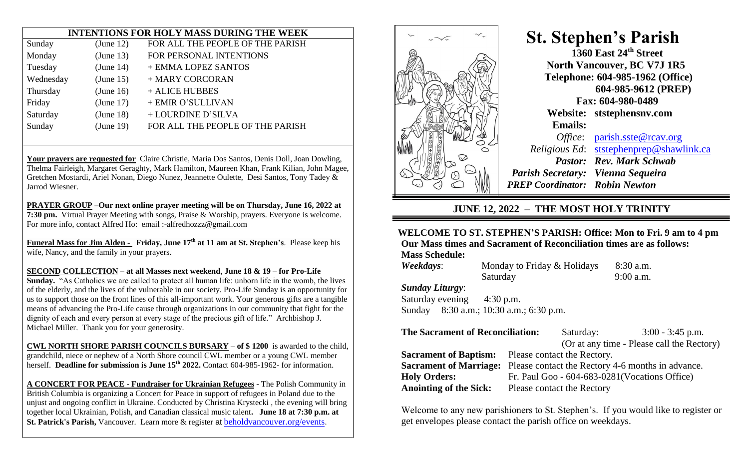## INTENTIONS FOR HOLY MASS DURING THE WEEK

| | | |
|---|---|---|
| Sunday | (June 12) | FOR ALL THE PEOPLE OF THE PARISH |
| Monday | (June 13) | FOR PERSONAL INTENTIONS |
| Tuesday | (June 14) | + EMMA LOPEZ SANTOS |
| Wednesday | (June 15) | + MARY CORCORAN |
| Thursday | (June 16) | + ALICE HUBBES |
| Friday | (June 17) | + EMIR O'SULLIVAN |
| Saturday | (June 18) | + LOURDINE D'SILVA |
| Sunday | (June 19) | FOR ALL THE PEOPLE OF THE PARISH |

**Your prayers are requested for** Claire Christie, Maria Dos Santos, Denis Doll, Joan Dowling, Thelma Fairleigh, Margaret Geraghty, Mark Hamilton, Maureen Khan, Frank Kilian, John Magee, Gretchen Mostardi, Ariel Nonan, Diego Nunez, Jeannette Oulette, Desi Santos, Tony Tadey & Jarrod Wiesner.

**PRAYER GROUP –Our next online prayer meeting will be on Thursday, June 16, 2022 at 7:30 pm.** Virtual Prayer Meeting with songs, Praise & Worship, prayers. Everyone is welcome. For more info, contact Alfred Ho: email :-alfredhozzz@gmail.com

**Funeral Mass for Jim Alden - Friday, June 17th at 11 am at St. Stephen's**. Please keep his wife, Nancy, and the family in your prayers.

**SECOND COLLECTION – at all Masses next weekend, June 18 & 19 – for Pro-Life Sunday.** "As Catholics we are called to protect all human life: unborn life in the womb, the lives of the elderly, and the lives of the vulnerable in our society. Pro-Life Sunday is an opportunity for us to support those on the front lines of this all-important work. Your generous gifts are a tangible means of advancing the Pro-Life cause through organizations in our community that fight for the dignity of each and every person at every stage of the precious gift of life." Archbishop J. Michael Miller. Thank you for your generosity.

**CWL NORTH SHORE PARISH COUNCILS BURSARY – of $ 1200** is awarded to the child, grandchild, niece or nephew of a North Shore council CWL member or a young CWL member herself. **Deadline for submission is June 15th 2022.** Contact 604-985-1962- for information.

**A CONCERT FOR PEACE - Fundraiser for Ukrainian Refugees -** The Polish Community in British Columbia is organizing a Concert for Peace in support of refugees in Poland due to the unjust and ongoing conflict in Ukraine. Conducted by Christina Krystecki , the evening will bring together local Ukrainian, Polish, and Canadian classical music talent**. June 18 at 7:30 p.m. at St. Patrick's Parish,** Vancouver. Learn more & register at beholdvancouver.org/events.

# St. Stephen's Parish

**1360 East 24th Street**
**North Vancouver, BC V7J 1R5**
**Telephone: 604-985-1962 (Office)**
**604-985-9612 (PREP)**
**Fax: 604-980-0489**
**Website: ststephensnv.com**
**Emails:**
*Office*: parish.sste@rcav.org
*Religious Ed*: ststephenprep@shawlink.ca
***Pastor: Rev. Mark Schwab***
***Parish Secretary: Vienna Sequeira***
***PREP Coordinator: Robin Newton***

## JUNE 12, 2022 – THE MOST HOLY TRINITY

**WELCOME TO ST. STEPHEN'S PARISH: Office: Mon to Fri. 9 am to 4 pm**
**Our Mass times and Sacrament of Reconciliation times are as follows:**

**Mass Schedule:**

*Weekdays*: Monday to Friday & Holidays 8:30 a.m.
Saturday 9:00 a.m.

*Sunday Liturgy*:
Saturday evening 4:30 p.m.
Sunday 8:30 a.m.; 10:30 a.m.; 6:30 p.m.

**The Sacrament of Reconciliation:** Saturday: 3:00 - 3:45 p.m. (Or at any time - Please call the Rectory)
**Sacrament of Baptism:** Please contact the Rectory.
**Sacrament of Marriage:** Please contact the Rectory 4-6 months in advance.
**Holy Orders:** Fr. Paul Goo - 604-683-0281(Vocations Office)
**Anointing of the Sick:** Please contact the Rectory

Welcome to any new parishioners to St. Stephen's. If you would like to register or get envelopes please contact the parish office on weekdays.